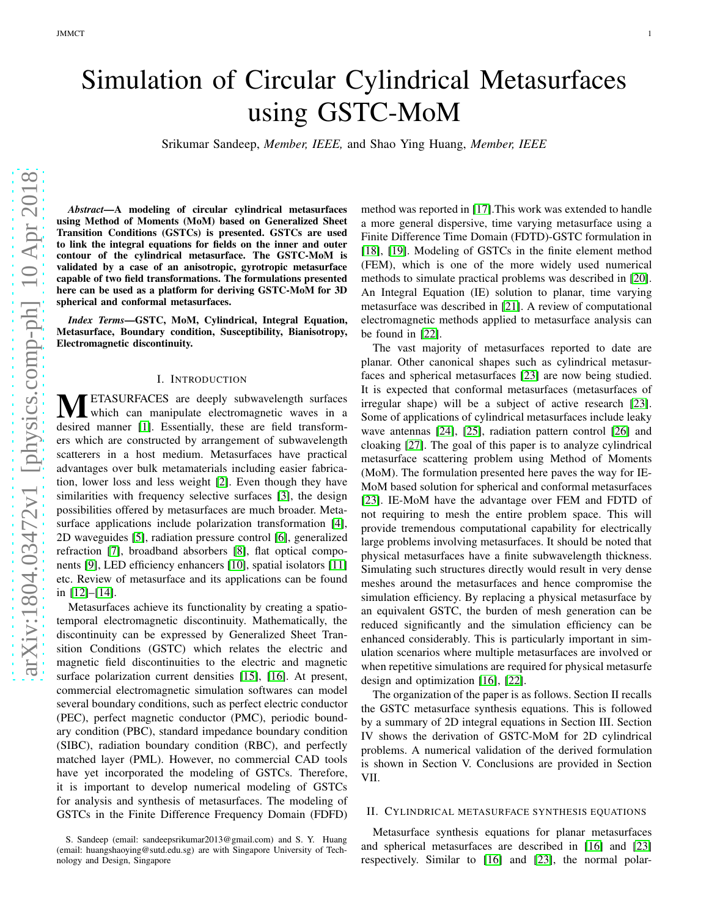# Simulation of Circular Cylindrical Metasurfaces using GSTC-MoM

Srikumar Sandeep, *Member, IEEE,* and Shao Ying Huang, *Member, IEEE*

***Abstract*—A modeling of circular cylindrical metasurfaces using Method of Moments (MoM) based on Generalized Sheet Transition Conditions (GSTCs) is presented. GSTCs are used to link the integral equations for fields on the inner and outer contour of the cylindrical metasurface. The GSTC-MoM is validated by a case of an anisotropic, gyrotropic metasurface capable of two field transformations. The formulations presented here can be used as a platform for deriving GSTC-MoM for 3D spherical and conformal metasurfaces.**

***Index Terms*—GSTC, MoM, Cylindrical, Integral Equation, Metasurface, Boundary condition, Susceptibility, Bianisotropy, Electromagnetic discontinuity.**

## I. Introduction

METASURFACES are deeply subwavelength surfaces which can manipulate electromagnetic waves in a desired manner [1]. Essentially, these are field transformers which are constructed by arrangement of subwavelength scatterers in a host medium. Metasurfaces have practical advantages over bulk metamaterials including easier fabrication, lower loss and less weight [2]. Even though they have similarities with frequency selective surfaces [3], the design possibilities offered by metasurfaces are much broader. Metasurface applications include polarization transformation [4], 2D waveguides [5], radiation pressure control [6], generalized refraction [7], broadband absorbers [8], flat optical components [9], LED efficiency enhancers [10], spatial isolators [11] etc. Review of metasurface and its applications can be found in [12]–[14].

Metasurfaces achieve its functionality by creating a spatiotemporal electromagnetic discontinuity. Mathematically, the discontinuity can be expressed by Generalized Sheet Transition Conditions (GSTC) which relates the electric and magnetic field discontinuities to the electric and magnetic surface polarization current densities [15], [16]. At present, commercial electromagnetic simulation softwares can model several boundary conditions, such as perfect electric conductor (PEC), perfect magnetic conductor (PMC), periodic boundary condition (PBC), standard impedance boundary condition (SIBC), radiation boundary condition (RBC), and perfectly matched layer (PML). However, no commercial CAD tools have yet incorporated the modeling of GSTCs. Therefore, it is important to develop numerical modeling of GSTCs for analysis and synthesis of metasurfaces. The modeling of GSTCs in the Finite Difference Frequency Domain (FDFD) method was reported in [17].This work was extended to handle a more general dispersive, time varying metasurface using a Finite Difference Time Domain (FDTD)-GSTC formulation in [18], [19]. Modeling of GSTCs in the finite element method (FEM), which is one of the more widely used numerical methods to simulate practical problems was described in [20]. An Integral Equation (IE) solution to planar, time varying metasurface was described in [21]. A review of computational electromagnetic methods applied to metasurface analysis can be found in [22].

The vast majority of metasurfaces reported to date are planar. Other canonical shapes such as cylindrical metasurfaces and spherical metasurfaces [23] are now being studied. It is expected that conformal metasurfaces (metasurfaces of irregular shape) will be a subject of active research [23]. Some of applications of cylindrical metasurfaces include leaky wave antennas [24], [25], radiation pattern control [26] and cloaking [27]. The goal of this paper is to analyze cylindrical metasurface scattering problem using Method of Moments (MoM). The formulation presented here paves the way for IE-MoM based solution for spherical and conformal metasurfaces [23]. IE-MoM have the advantage over FEM and FDTD of not requiring to mesh the entire problem space. This will provide tremendous computational capability for electrically large problems involving metasurfaces. It should be noted that physical metasurfaces have a finite subwavelength thickness. Simulating such structures directly would result in very dense meshes around the metasurfaces and hence compromise the simulation efficiency. By replacing a physical metasurface by an equivalent GSTC, the burden of mesh generation can be reduced significantly and the simulation efficiency can be enhanced considerably. This is particularly important in simulation scenarios where multiple metasurfaces are involved or when repetitive simulations are required for physical metasurfe design and optimization [16], [22].

The organization of the paper is as follows. Section II recalls the GSTC metasurface synthesis equations. This is followed by a summary of 2D integral equations in Section III. Section IV shows the derivation of GSTC-MoM for 2D cylindrical problems. A numerical validation of the derived formulation is shown in Section V. Conclusions are provided in Section VII.

## II. Cylindrical metasurface synthesis equations

Metasurface synthesis equations for planar metasurfaces and spherical metasurfaces are described in [16] and [23] respectively. Similar to [16] and [23], the normal polar-

S. Sandeep (email: sandeepsrikumar2013@gmail.com) and S. Y. Huang (email: huangshaoying@sutd.edu.sg) are with Singapore University of Technology and Design, Singapore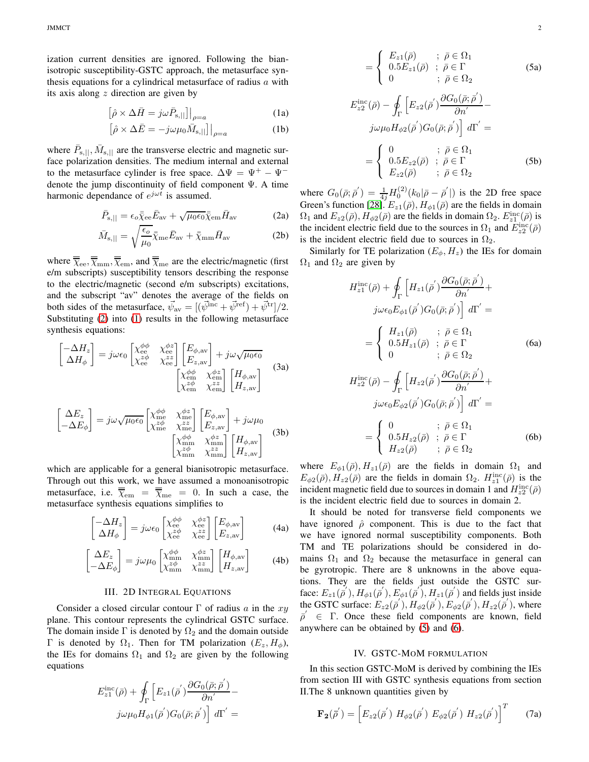ization current densities are ignored. Following the bianisotropic susceptibility-GSTC approach, the metasurface synthesis equations for a cylindrical metasurface of radius $a$ with its axis along $z$ direction are given by

$$\left[\hat{\rho} \times \Delta \bar{H} = j\omega \bar{P}_{\mathrm{s},||}\right]\big|_{\rho=a} \tag{1a}$$

$$\left[\hat{\rho} \times \Delta \bar{E} = -j\omega \mu_0 \bar{M}_{\mathrm{s},||}\right]\big|_{\rho=a} \tag{1b}$$

where $\bar{P}_{\mathrm{s},||}, \bar{M}_{\mathrm{s},||}$ are the transverse electric and magnetic surface polarization densities. The medium internal and external to the metasurface cylinder is free space. $\Delta\Psi = \Psi^{+} - \Psi^{-}$ denote the jump discontinuity of field component $\Psi$. A time harmonic dependance of $e^{j\omega t}$ is assumed.

$$\bar{P}_{\mathrm{s},||} = \epsilon_o \bar{\bar{\chi}}_{\mathrm{ee}} \bar{E}_{\mathrm{av}} + \sqrt{\mu_0 \epsilon_0}\bar{\bar{\chi}}_{\mathrm{em}} \bar{H}_{\mathrm{av}} \tag{2a}$$

$$\bar{M}_{\mathrm{s},||} = \sqrt{\frac{\epsilon_o}{\mu_0}}\bar{\bar{\chi}}_{\mathrm{me}} \bar{E}_{\mathrm{av}} + \bar{\bar{\chi}}_{\mathrm{mm}} \bar{H}_{\mathrm{av}} \tag{2b}$$

where $\overline{\overline{\chi}}_{\mathrm{ee}}, \overline{\overline{\chi}}_{\mathrm{mm}}, \overline{\overline{\chi}}_{\mathrm{em}}$, and $\overline{\overline{\chi}}_{\mathrm{me}}$ are the electric/magnetic (first e/m subscripts) susceptibility tensors describing the response to the electric/magnetic (second e/m subscripts) excitations, and the subscript "av" denotes the average of the fields on both sides of the metasurface, $\vec{\psi}_{\mathrm{av}} = [(\vec{\psi}^{\mathrm{inc}} + \vec{\psi}^{\mathrm{ref}}) + \vec{\psi}^{\mathrm{tr}}]/2$. Substituting (2) into (1) results in the following metasurface synthesis equations:

$$\begin{bmatrix} -\Delta H_z \\ \Delta H_\phi \end{bmatrix} = j\omega\epsilon_0 \begin{bmatrix} \chi_{\mathrm{ee}}^{\phi\phi} & \chi_{\mathrm{ee}}^{\phi z} \\ \chi_{\mathrm{ee}}^{z\phi} & \chi_{\mathrm{ee}}^{zz} \end{bmatrix} \begin{bmatrix} E_{\phi,\mathrm{av}} \\ E_{z,\mathrm{av}} \end{bmatrix} + j\omega\sqrt{\mu_0\epsilon_0} \begin{bmatrix} \chi_{\mathrm{em}}^{\phi\phi} & \chi_{\mathrm{em}}^{\phi z} \\ \chi_{\mathrm{em}}^{z\phi} & \chi_{\mathrm{em}}^{zz} \end{bmatrix} \begin{bmatrix} H_{\phi,\mathrm{av}} \\ H_{z,\mathrm{av}} \end{bmatrix} \tag{3a}$$

$$\begin{bmatrix} \Delta E_z \\ -\Delta E_\phi \end{bmatrix} = j\omega\sqrt{\mu_0\epsilon_0} \begin{bmatrix} \chi_{\mathrm{me}}^{\phi\phi} & \chi_{\mathrm{me}}^{\phi z} \\ \chi_{\mathrm{me}}^{z\phi} & \chi_{\mathrm{me}}^{zz} \end{bmatrix} \begin{bmatrix} E_{\phi,\mathrm{av}} \\ E_{z,\mathrm{av}} \end{bmatrix} + j\omega\mu_0 \begin{bmatrix} \chi_{\mathrm{mm}}^{\phi\phi} & \chi_{\mathrm{mm}}^{\phi z} \\ \chi_{\mathrm{mm}}^{z\phi} & \chi_{\mathrm{mm}}^{zz} \end{bmatrix} \begin{bmatrix} H_{\phi,\mathrm{av}} \\ H_{z,\mathrm{av}} \end{bmatrix} \tag{3b}$$

which are applicable for a general bianisotropic metasurface. Through out this work, we have assumed a monoanisotropic metasurface, i.e. $\overline{\overline{\chi}}_{\mathrm{em}} = \overline{\overline{\chi}}_{\mathrm{me}} = 0$. In such a case, the metasurface synthesis equations simplifies to

$$\begin{bmatrix} -\Delta H_z \\ \Delta H_\phi \end{bmatrix} = j\omega\epsilon_0 \begin{bmatrix} \chi_{\mathrm{ee}}^{\phi\phi} & \chi_{\mathrm{ee}}^{\phi z} \\ \chi_{\mathrm{ee}}^{z\phi} & \chi_{\mathrm{ee}}^{zz} \end{bmatrix} \begin{bmatrix} E_{\phi,\mathrm{av}} \\ E_{z,\mathrm{av}} \end{bmatrix} \tag{4a}$$

$$\begin{bmatrix} \Delta E_z \\ -\Delta E_\phi \end{bmatrix} = j\omega\mu_0 \begin{bmatrix} \chi_{\mathrm{mm}}^{\phi\phi} & \chi_{\mathrm{mm}}^{\phi z} \\ \chi_{\mathrm{mm}}^{z\phi} & \chi_{\mathrm{mm}}^{zz} \end{bmatrix} \begin{bmatrix} H_{\phi,\mathrm{av}} \\ H_{z,\mathrm{av}} \end{bmatrix} \tag{4b}$$

## III. 2D Integral Equations

Consider a closed circular contour $\Gamma$ of radius $a$ in the $xy$ plane. This contour represents the cylindrical GSTC surface. The domain inside $\Gamma$ is denoted by $\Omega_2$ and the domain outside $\Gamma$ is denoted by $\Omega_1$. Then for TM polarization $(E_z, H_\phi)$, the IEs for domains $\Omega_1$ and $\Omega_2$ are given by the following equations

$$E_{z1}^{\mathrm{inc}}(\bar{\rho}) + \oint_\Gamma \left[E_{z1}(\bar{\rho}')\frac{\partial G_0(\bar{\rho};\bar{\rho}')}{\partial n'} - j\omega\mu_0 H_{\phi 1}(\bar{\rho}')G_0(\bar{\rho};\bar{\rho}')\right] d\Gamma' = \begin{cases} E_{z1}(\bar{\rho}) & ;\ \bar{\rho} \in \Omega_1 \\ 0.5E_{z1}(\bar{\rho}) & ;\ \bar{\rho} \in \Gamma \\ 0 & ;\ \bar{\rho} \in \Omega_2 \end{cases} \tag{5a}$$

$$E_{z2}^{\mathrm{inc}}(\bar{\rho}) - \oint_\Gamma \left[E_{z2}(\bar{\rho}')\frac{\partial G_0(\bar{\rho};\bar{\rho}')}{\partial n'} - j\omega\mu_0 H_{\phi 2}(\bar{\rho}')G_0(\bar{\rho};\bar{\rho}')\right] d\Gamma' = \begin{cases} 0 & ;\ \bar{\rho} \in \Omega_1 \\ 0.5E_{z2}(\bar{\rho}) & ;\ \bar{\rho} \in \Gamma \\ E_{z2}(\bar{\rho}) & ;\ \bar{\rho} \in \Omega_2 \end{cases} \tag{5b}$$

where $G_0(\bar{\rho};\bar{\rho}') = \frac{1}{4j}H_0^{(2)}(k_0|\bar{\rho}-\bar{\rho}'|)$ is the 2D free space Green's function [28]. $E_{z1}(\bar{\rho}), H_{\phi 1}(\bar{\rho})$ are the fields in domain $\Omega_1$ and $E_{z2}(\bar{\rho}), H_{\phi 2}(\bar{\rho})$ are the fields in domain $\Omega_2$. $E_{z1}^{\mathrm{inc}}(\bar{\rho})$ is the incident electric field due to the sources in $\Omega_1$ and $E_{z2}^{\mathrm{inc}}(\bar{\rho})$ is the incident electric field due to sources in $\Omega_2$.

Similarly for TE polarization $(E_\phi, H_z)$ the IEs for domain $\Omega_1$ and $\Omega_2$ are given by

$$H_{z1}^{\mathrm{inc}}(\bar{\rho}) + \oint_\Gamma \left[H_{z1}(\bar{\rho}')\frac{\partial G_0(\bar{\rho};\bar{\rho}')}{\partial n'} + j\omega\epsilon_0 E_{\phi 1}(\bar{\rho}')G_0(\bar{\rho};\bar{\rho}')\right] d\Gamma' = \begin{cases} H_{z1}(\bar{\rho}) & ;\ \bar{\rho} \in \Omega_1 \\ 0.5H_{z1}(\bar{\rho}) & ;\ \bar{\rho} \in \Gamma \\ 0 & ;\ \bar{\rho} \in \Omega_2 \end{cases} \tag{6a}$$

$$H_{z2}^{\mathrm{inc}}(\bar{\rho}) - \oint_\Gamma \left[H_{z2}(\bar{\rho}')\frac{\partial G_0(\bar{\rho};\bar{\rho}')}{\partial n'} + j\omega\epsilon_0 E_{\phi 2}(\bar{\rho}')G_0(\bar{\rho};\bar{\rho}')\right] d\Gamma' = \begin{cases} 0 & ;\ \bar{\rho} \in \Omega_1 \\ 0.5H_{z2}(\bar{\rho}) & ;\ \bar{\rho} \in \Gamma \\ H_{z2}(\bar{\rho}) & ;\ \bar{\rho} \in \Omega_2 \end{cases} \tag{6b}$$

where $E_{\phi 1}(\bar{\rho}), H_{z1}(\bar{\rho})$ are the fields in domain $\Omega_1$ and $E_{\phi 2}(\bar{\rho}), H_{z2}(\bar{\rho})$ are the fields in domain $\Omega_2$. $H_{z1}^{\mathrm{inc}}(\bar{\rho})$ is the incident magnetic field due to sources in domain 1 and $H_{z2}^{\mathrm{inc}}(\bar{\rho})$ is the incident electric field due to sources in domain 2.

It should be noted for transverse field components we have ignored $\hat{\rho}$ component. This is due to the fact that we have ignored normal susceptibility components. Both TM and TE polarizations should be considered in domains $\Omega_1$ and $\Omega_2$ because the metasurface in general can be gyrotropic. There are 8 unknowns in the above equations. They are the fields just outside the GSTC surface: $E_{z1}(\bar{\rho}'), H_{\phi 1}(\bar{\rho}'), E_{\phi 1}(\bar{\rho}'), H_{z1}(\bar{\rho}')$ and fields just inside the GSTC surface: $E_{z2}(\bar{\rho}'), H_{\phi 2}(\bar{\rho}'), E_{\phi 2}(\bar{\rho}'), H_{z2}(\bar{\rho}')$, where $\bar{\rho}' \in \Gamma$. Once these field components are known, field anywhere can be obtained by (5) and (6).

## IV. GSTC-MoM Formulation

In this section GSTC-MoM is derived by combining the IEs from section III with GSTC synthesis equations from section II.The 8 unknown quantities given by

$$\mathbf{F_2}(\bar{\rho}') = \left[E_{z2}(\bar{\rho}')\ H_{\phi 2}(\bar{\rho}')\ E_{\phi 2}(\bar{\rho}')\ H_{z2}(\bar{\rho}')\right]^T \tag{7a}$$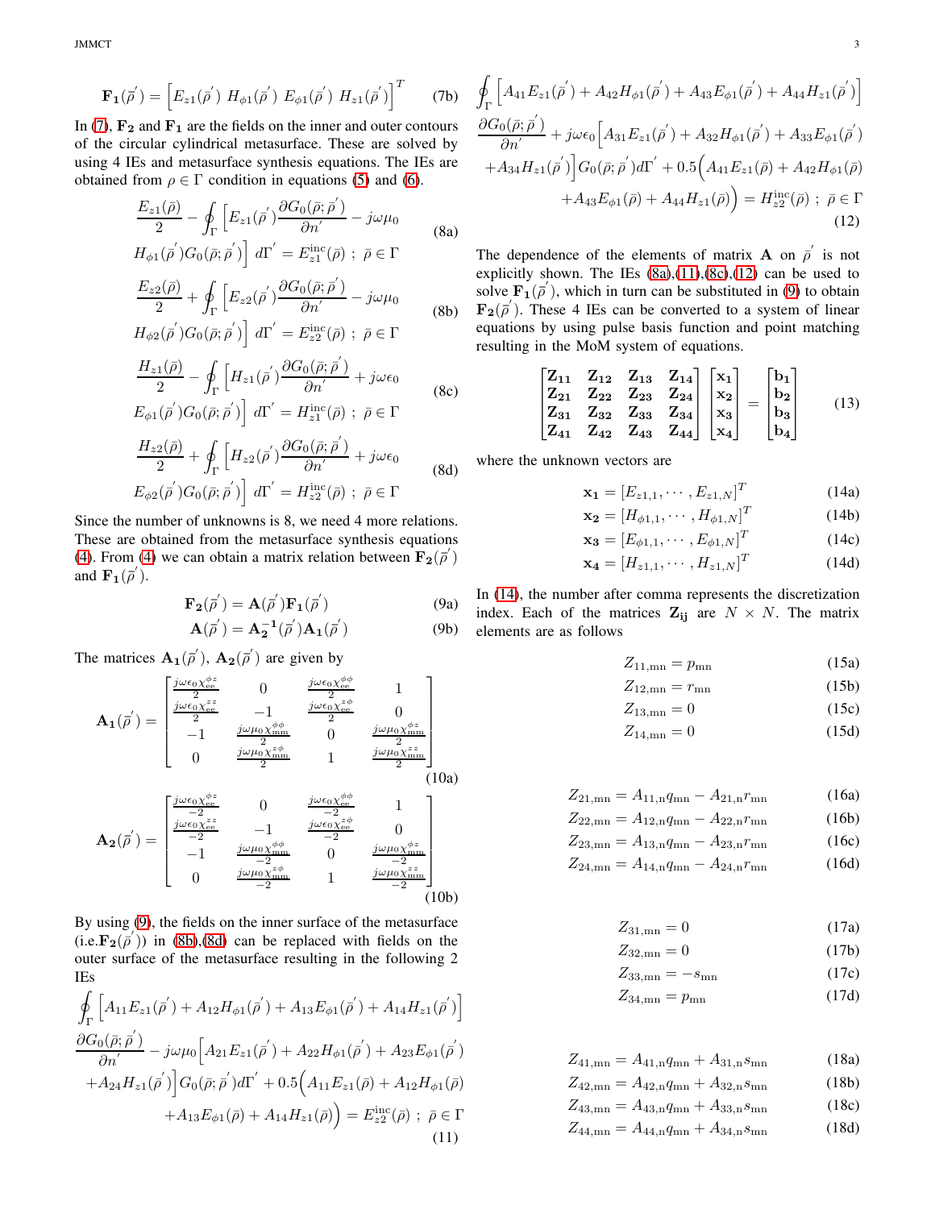$$\mathbf{F_1}(\bar{\rho}^{'}) = \Big[E_{z1}(\bar{\rho}^{'})\ H_{\phi 1}(\bar{\rho}^{'})\ E_{\phi 1}(\bar{\rho}^{'})\ H_{z1}(\bar{\rho}^{'})\Big]^T \tag{7b}$$

In (7), $\mathbf{F_2}$ and $\mathbf{F_1}$ are the fields on the inner and outer contours of the circular cylindrical metasurface. These are solved by using 4 IEs and metasurface synthesis equations. The IEs are obtained from $\rho \in \Gamma$ condition in equations (5) and (6).

$$\frac{E_{z1}(\bar{\rho})}{2} - \oint_\Gamma \Big[E_{z1}(\bar{\rho}^{'})\frac{\partial G_0(\bar{\rho};\bar{\rho}^{'})}{\partial n^{'}} - j\omega\mu_0 H_{\phi 1}(\bar{\rho}^{'})G_0(\bar{\rho};\bar{\rho}^{'})\Big]\ d\Gamma^{'} = E_{z1}^{\mathrm{inc}}(\bar{\rho})\ ;\ \bar{\rho} \in \Gamma \tag{8a}$$

$$\frac{E_{z2}(\bar{\rho})}{2} + \oint_\Gamma \Big[E_{z2}(\bar{\rho}^{'})\frac{\partial G_0(\bar{\rho};\bar{\rho}^{'})}{\partial n^{'}} - j\omega\mu_0 H_{\phi 2}(\bar{\rho}^{'})G_0(\bar{\rho};\bar{\rho}^{'})\Big]\ d\Gamma^{'} = E_{z2}^{\mathrm{inc}}(\bar{\rho})\ ;\ \bar{\rho} \in \Gamma \tag{8b}$$

$$\frac{H_{z1}(\bar{\rho})}{2} - \oint_\Gamma \Big[H_{z1}(\bar{\rho}^{'})\frac{\partial G_0(\bar{\rho};\bar{\rho}^{'})}{\partial n^{'}} + j\omega\epsilon_0 E_{\phi 1}(\bar{\rho}^{'})G_0(\bar{\rho};\bar{\rho}^{'})\Big]\ d\Gamma^{'} = H_{z1}^{\mathrm{inc}}(\bar{\rho})\ ;\ \bar{\rho} \in \Gamma \tag{8c}$$

$$\frac{H_{z2}(\bar{\rho})}{2} + \oint_\Gamma \Big[H_{z2}(\bar{\rho}^{'})\frac{\partial G_0(\bar{\rho};\bar{\rho}^{'})}{\partial n^{'}} + j\omega\epsilon_0 E_{\phi 2}(\bar{\rho}^{'})G_0(\bar{\rho};\bar{\rho}^{'})\Big]\ d\Gamma^{'} = H_{z2}^{\mathrm{inc}}(\bar{\rho})\ ;\ \bar{\rho} \in \Gamma \tag{8d}$$

Since the number of unknowns is 8, we need 4 more relations. These are obtained from the metasurface synthesis equations (4). From (4) we can obtain a matrix relation between $\mathbf{F_2}(\bar{\rho}^{'})$ and $\mathbf{F_1}(\bar{\rho}^{'})$.

$$\mathbf{F_2}(\bar{\rho}^{'}) = \mathbf{A}(\bar{\rho}^{'})\mathbf{F_1}(\bar{\rho}^{'}) \tag{9a}$$

$$\mathbf{A}(\bar{\rho}^{'}) = \mathbf{A_2^{-1}}(\bar{\rho}^{'})\mathbf{A_1}(\bar{\rho}^{'}) \tag{9b}$$

The matrices $\mathbf{A_1}(\bar{\rho}^{'})$, $\mathbf{A_2}(\bar{\rho}^{'})$ are given by

$$\mathbf{A_1}(\bar{\rho}^{'}) = \begin{bmatrix} \frac{j\omega\epsilon_0\chi_{\mathrm{ee}}^{\phi z}}{2} & 0 & \frac{j\omega\epsilon_0\chi_{\mathrm{ee}}^{\phi\phi}}{2} & 1 \\ \frac{j\omega\epsilon_0\chi_{\mathrm{ee}}^{zz}}{2} & -1 & \frac{j\omega\epsilon_0\chi_{\mathrm{ee}}^{z\phi}}{2} & 0 \\ -1 & \frac{j\omega\mu_0\chi_{\mathrm{mm}}^{\phi\phi}}{2} & 0 & \frac{j\omega\mu_0\chi_{\mathrm{mm}}^{\phi z}}{2} \\ 0 & \frac{j\omega\mu_0\chi_{\mathrm{mm}}^{z\phi}}{2} & 1 & \frac{j\omega\mu_0\chi_{\mathrm{mm}}^{zz}}{2} \end{bmatrix} \tag{10a}$$

$$\mathbf{A_2}(\bar{\rho}^{'}) = \begin{bmatrix} \frac{j\omega\epsilon_0\chi_{\mathrm{ee}}^{\phi z}}{-2} & 0 & \frac{j\omega\epsilon_0\chi_{\mathrm{ee}}^{\phi\phi}}{-2} & 1 \\ \frac{j\omega\epsilon_0\chi_{\mathrm{ee}}^{zz}}{-2} & -1 & \frac{j\omega\epsilon_0\chi_{\mathrm{ee}}^{z\phi}}{-2} & 0 \\ -1 & \frac{j\omega\mu_0\chi_{\mathrm{mm}}^{\phi\phi}}{-2} & 0 & \frac{j\omega\mu_0\chi_{\mathrm{mm}}^{\phi z}}{-2} \\ 0 & \frac{j\omega\mu_0\chi_{\mathrm{mm}}^{z\phi}}{-2} & 1 & \frac{j\omega\mu_0\chi_{\mathrm{mm}}^{zz}}{-2} \end{bmatrix} \tag{10b}$$

By using (9), the fields on the inner surface of the metasurface (i.e.$\mathbf{F_2}(\bar{\rho}^{'})$) in (8b),(8d) can be replaced with fields on the outer surface of the metasurface resulting in the following 2 IEs

$$\oint_\Gamma \Big[A_{11}E_{z1}(\bar{\rho}^{'}) + A_{12}H_{\phi 1}(\bar{\rho}^{'}) + A_{13}E_{\phi 1}(\bar{\rho}^{'}) + A_{14}H_{z1}(\bar{\rho}^{'})\Big]\frac{\partial G_0(\bar{\rho};\bar{\rho}^{'})}{\partial n^{'}} - j\omega\mu_0\Big[A_{21}E_{z1}(\bar{\rho}^{'}) + A_{22}H_{\phi 1}(\bar{\rho}^{'}) + A_{23}E_{\phi 1}(\bar{\rho}^{'}) + A_{24}H_{z1}(\bar{\rho}^{'})\Big]G_0(\bar{\rho};\bar{\rho}^{'})d\Gamma^{'} + 0.5\Big(A_{11}E_{z1}(\bar{\rho}) + A_{12}H_{\phi 1}(\bar{\rho}) + A_{13}E_{\phi 1}(\bar{\rho}) + A_{14}H_{z1}(\bar{\rho})\Big) = E_{z2}^{\mathrm{inc}}(\bar{\rho})\ ;\ \bar{\rho} \in \Gamma \tag{11}$$

$$\oint_\Gamma \Big[A_{41}E_{z1}(\bar{\rho}^{'}) + A_{42}H_{\phi 1}(\bar{\rho}^{'}) + A_{43}E_{\phi 1}(\bar{\rho}^{'}) + A_{44}H_{z1}(\bar{\rho}^{'})\Big]\frac{\partial G_0(\bar{\rho};\bar{\rho}^{'})}{\partial n^{'}} + j\omega\epsilon_0\Big[A_{31}E_{z1}(\bar{\rho}^{'}) + A_{32}H_{\phi 1}(\bar{\rho}^{'}) + A_{33}E_{\phi 1}(\bar{\rho}^{'}) + A_{34}H_{z1}(\bar{\rho}^{'})\Big]G_0(\bar{\rho};\bar{\rho}^{'})d\Gamma^{'} + 0.5\Big(A_{41}E_{z1}(\bar{\rho}) + A_{42}H_{\phi 1}(\bar{\rho}) + A_{43}E_{\phi 1}(\bar{\rho}) + A_{44}H_{z1}(\bar{\rho})\Big) = H_{z2}^{\mathrm{inc}}(\bar{\rho})\ ;\ \bar{\rho} \in \Gamma \tag{12}$$

The dependence of the elements of matrix $\mathbf{A}$ on $\bar{\rho}^{'}$ is not explicitly shown. The IEs (8a),(11),(8c),(12) can be used to solve $\mathbf{F_1}(\bar{\rho}^{'})$, which in turn can be substituted in (9) to obtain $\mathbf{F_2}(\bar{\rho}^{'})$. These 4 IEs can be converted to a system of linear equations by using pulse basis function and point matching resulting in the MoM system of equations.

$$\begin{bmatrix} \mathbf{Z_{11}} & \mathbf{Z_{12}} & \mathbf{Z_{13}} & \mathbf{Z_{14}} \\ \mathbf{Z_{21}} & \mathbf{Z_{22}} & \mathbf{Z_{23}} & \mathbf{Z_{24}} \\ \mathbf{Z_{31}} & \mathbf{Z_{32}} & \mathbf{Z_{33}} & \mathbf{Z_{34}} \\ \mathbf{Z_{41}} & \mathbf{Z_{42}} & \mathbf{Z_{43}} & \mathbf{Z_{44}} \end{bmatrix} \begin{bmatrix} \mathbf{x_1} \\ \mathbf{x_2} \\ \mathbf{x_3} \\ \mathbf{x_4} \end{bmatrix} = \begin{bmatrix} \mathbf{b_1} \\ \mathbf{b_2} \\ \mathbf{b_3} \\ \mathbf{b_4} \end{bmatrix} \tag{13}$$

where the unknown vectors are

$$\mathbf{x_1} = [E_{z1,1}, \cdots, E_{z1,N}]^T \tag{14a}$$

$$\mathbf{x_2} = [H_{\phi 1,1}, \cdots, H_{\phi 1,N}]^T \tag{14b}$$

$$\mathbf{x_3} = [E_{\phi 1,1}, \cdots, E_{\phi 1,N}]^T \tag{14c}$$

$$\mathbf{x_4} = [H_{z1,1}, \cdots, H_{z1,N}]^T \tag{14d}$$

In (14), the number after comma represents the discretization index. Each of the matrices $\mathbf{Z_{ij}}$ are $N \times N$. The matrix elements are as follows

$$Z_{11,\mathrm{mn}} = p_{\mathrm{mn}} \tag{15a}$$

$$Z_{12,\mathrm{mn}} = r_{\mathrm{mn}} \tag{15b}$$

$$Z_{13,\mathrm{mn}} = 0 \tag{15c}$$

$$Z_{14,\mathrm{mn}} = 0 \tag{15d}$$

$$Z_{21,\mathrm{mn}} = A_{11,\mathrm{n}}q_{\mathrm{mn}} - A_{21,\mathrm{n}}r_{\mathrm{mn}} \tag{16a}$$

$$Z_{22,\mathrm{mn}} = A_{12,\mathrm{n}}q_{\mathrm{mn}} - A_{22,\mathrm{n}}r_{\mathrm{mn}} \tag{16b}$$

$$Z_{23,\mathrm{mn}} = A_{13,\mathrm{n}}q_{\mathrm{mn}} - A_{23,\mathrm{n}}r_{\mathrm{mn}} \tag{16c}$$

$$Z_{24,\mathrm{mn}} = A_{14,\mathrm{n}}q_{\mathrm{mn}} - A_{24,\mathrm{n}}r_{\mathrm{mn}} \tag{16d}$$

$$Z_{31,\mathrm{mn}} = 0 \tag{17a}$$

$$Z_{32,\mathrm{mn}} = 0 \tag{17b}$$

$$Z_{33,\mathrm{mn}} = -s_{\mathrm{mn}} \tag{17c}$$

$$Z_{34,\mathrm{mn}} = p_{\mathrm{mn}} \tag{17d}$$

$$Z_{41,\mathrm{mn}} = A_{41,\mathrm{n}}q_{\mathrm{mn}} + A_{31,\mathrm{n}}s_{\mathrm{mn}} \tag{18a}$$

$$Z_{42,\mathrm{mn}} = A_{42,\mathrm{n}}q_{\mathrm{mn}} + A_{32,\mathrm{n}}s_{\mathrm{mn}} \tag{18b}$$

$$Z_{43,\mathrm{mn}} = A_{43,\mathrm{n}}q_{\mathrm{mn}} + A_{33,\mathrm{n}}s_{\mathrm{mn}} \tag{18c}$$

$$Z_{44,\mathrm{mn}} = A_{44,\mathrm{n}}q_{\mathrm{mn}} + A_{34,\mathrm{n}}s_{\mathrm{mn}} \tag{18d}$$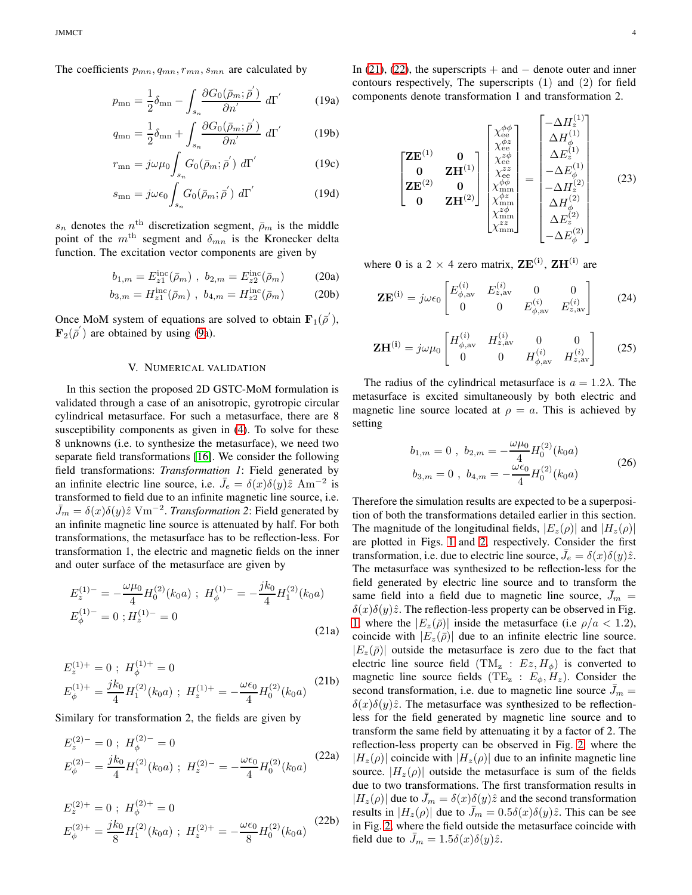The coefficients $p_{mn}, q_{mn}, r_{mn}, s_{mn}$ are calculated by

$$p_{\rm mn} = \frac{1}{2}\delta_{\rm mn} - \int_{s_n} \frac{\partial G_0(\bar{\rho}_m; \bar{\rho}^{'})}{\partial n^{'}}\ d\Gamma^{'} \tag{19a}$$

$$q_{\rm mn} = \frac{1}{2}\delta_{\rm mn} + \int_{s_n} \frac{\partial G_0(\bar{\rho}_m; \bar{\rho}^{'})}{\partial n^{'}}\ d\Gamma^{'} \tag{19b}$$

$$r_{\rm mn} = j\omega\mu_0 \int_{s_n} G_0(\bar{\rho}_m; \bar{\rho}^{'})\ d\Gamma^{'} \tag{19c}$$

$$s_{\rm mn} = j\omega\epsilon_0 \int_{s_n} G_0(\bar{\rho}_m; \bar{\rho}^{'})\ d\Gamma^{'} \tag{19d}$$

$s_n$ denotes the $n^{\rm th}$ discretization segment, $\bar{\rho}_m$ is the middle point of the $m^{\rm th}$ segment and $\delta_{mn}$ is the Kronecker delta function. The excitation vector components are given by

$$b_{1,m} = E^{\rm inc}_{z1}(\bar{\rho}_m)\ ,\ b_{2,m} = E^{\rm inc}_{z2}(\bar{\rho}_m) \tag{20a}$$

$$b_{3,m} = H^{\rm inc}_{z1}(\bar{\rho}_m)\ ,\ b_{4,m} = H^{\rm inc}_{z2}(\bar{\rho}_m) \tag{20b}$$

Once MoM system of equations are solved to obtain $\mathbf{F}_1(\bar{\rho}^{'})$, $\mathbf{F}_2(\bar{\rho}^{'})$ are obtained by using (9a).

## V. Numerical validation

In this section the proposed 2D GSTC-MoM formulation is validated through a case of an anisotropic, gyrotropic circular cylindrical metasurface. For such a metasurface, there are 8 susceptibility components as given in (4). To solve for these 8 unknowns (i.e. to synthesize the metasurface), we need two separate field transformations [16]. We consider the following field transformations: *Transformation 1*: Field generated by an infinite electric line source, i.e. $\bar{J}_e = \delta(x)\delta(y)\hat{z}$ $\rm Am^{-2}$ is transformed to field due to an infinite magnetic line source, i.e. $\bar{J}_m = \delta(x)\delta(y)\hat{z}$ $\rm Vm^{-2}$. *Transformation 2*: Field generated by an infinite magnetic line source is attenuated by half. For both transformations, the metasurface has to be reflection-less. For transformation 1, the electric and magnetic fields on the inner and outer surface of the metasurface are given by

$$E_z^{(1)-} = -\frac{\omega\mu_0}{4}H_0^{(2)}(k_0 a)\ ;\ H_\phi^{(1)-} = -\frac{jk_0}{4}H_1^{(2)}(k_0 a)$$
$$E_\phi^{(1)-} = 0\ ; H_z^{(1)-} = 0 \tag{21a}$$

$$E_z^{(1)+} = 0\ ;\ H_\phi^{(1)+} = 0$$
$$E_\phi^{(1)+} = \frac{jk_0}{4}H_1^{(2)}(k_0 a)\ ;\ H_z^{(1)+} = -\frac{\omega\epsilon_0}{4}H_0^{(2)}(k_0 a) \tag{21b}$$

Similary for transformation 2, the fields are given by

$$E_z^{(2)-} = 0\ ;\ H_\phi^{(2)-} = 0$$
$$E_\phi^{(2)-} = \frac{jk_0}{4}H_1^{(2)}(k_0 a)\ ;\ H_z^{(2)-} = -\frac{\omega\epsilon_0}{4}H_0^{(2)}(k_0 a) \tag{22a}$$

$$E_z^{(2)+} = 0\ ;\ H_\phi^{(2)+} = 0$$
$$E_\phi^{(2)+} = \frac{jk_0}{8}H_1^{(2)}(k_0 a)\ ;\ H_z^{(2)+} = -\frac{\omega\epsilon_0}{8}H_0^{(2)}(k_0 a) \tag{22b}$$

In (21), (22), the superscripts $+$ and $-$ denote outer and inner contours respectively, The superscripts (1) and (2) for field components denote transformation 1 and transformation 2.

$$\begin{bmatrix} \mathbf{ZE}^{(1)} & \mathbf{0} \\ \mathbf{0} & \mathbf{ZH}^{(1)} \\ \mathbf{ZE}^{(2)} & \mathbf{0} \\ \mathbf{0} & \mathbf{ZH}^{(2)} \end{bmatrix} \begin{bmatrix} \chi_{\rm ee}^{\phi\phi} \\ \chi_{\rm ee}^{\phi z} \\ \chi_{\rm ee}^{z\phi} \\ \chi_{\rm ee}^{zz} \\ \chi_{\rm mm}^{\phi\phi} \\ \chi_{\rm mm}^{\phi z} \\ \chi_{\rm mm}^{z\phi} \\ \chi_{\rm mm}^{zz} \end{bmatrix} = \begin{bmatrix} -\Delta H_z^{(1)} \\ \Delta H_\phi^{(1)} \\ \Delta E_z^{(1)} \\ -\Delta E_\phi^{(1)} \\ -\Delta H_z^{(2)} \\ \Delta H_\phi^{(2)} \\ \Delta E_z^{(2)} \\ -\Delta E_\phi^{(2)} \end{bmatrix} \tag{23}$$

where $\mathbf{0}$ is a $2\times 4$ zero matrix, $\mathbf{ZE^{(i)}}$, $\mathbf{ZH^{(i)}}$ are

$$\mathbf{ZE^{(i)}} = j\omega\epsilon_0 \begin{bmatrix} E_{\phi,\rm av}^{(i)} & E_{z,\rm av}^{(i)} & 0 & 0 \\ 0 & 0 & E_{\phi,\rm av}^{(i)} & E_{z,\rm av}^{(i)} \end{bmatrix} \tag{24}$$

$$\mathbf{ZH^{(i)}} = j\omega\mu_0 \begin{bmatrix} H_{\phi,\rm av}^{(i)} & H_{z,\rm av}^{(i)} & 0 & 0 \\ 0 & 0 & H_{\phi,\rm av}^{(i)} & H_{z,\rm av}^{(i)} \end{bmatrix} \tag{25}$$

The radius of the cylindrical metasurface is $a = 1.2\lambda$. The metasurface is excited simultaneously by both electric and magnetic line source located at $\rho = a$. This is achieved by setting

$$b_{1,m} = 0\ ,\ b_{2,m} = -\frac{\omega\mu_0}{4}H_0^{(2)}(k_0 a)$$
$$b_{3,m} = 0\ ,\ b_{4,m} = -\frac{\omega\epsilon_0}{4}H_0^{(2)}(k_0 a) \tag{26}$$

Therefore the simulation results are expected to be a superposition of both the transformations detailed earlier in this section. The magnitude of the longitudinal fields, $|E_z(\rho)|$ and $|H_z(\rho)|$ are plotted in Figs. 1 and 2, respectively. Consider the first transformation, i.e. due to electric line source, $\bar{J}_e = \delta(x)\delta(y)\hat{z}$. The metasurface was synthesized to be reflection-less for the field generated by electric line source and to transform the same field into a field due to magnetic line source, $\bar{J}_m = \delta(x)\delta(y)\hat{z}$. The reflection-less property can be observed in Fig. 1, where the $|E_z(\bar{\rho})|$ inside the metasurface (i.e $\rho/a < 1.2$), coincide with $|E_z(\bar{\rho})|$ due to an infinite electric line source. $|E_z(\bar{\rho})|$ outside the metasurface is zero due to the fact that electric line source field ($\rm TM_z$ : $Ez, H_\phi$) is converted to magnetic line source fields ($\rm TE_z$ : $E_\phi, H_z$). Consider the second transformation, i.e. due to magnetic line source $\bar{J}_m = \delta(x)\delta(y)\hat{z}$. The metasurface was synthesized to be reflection-less for the field generated by magnetic line source and to transform the same field by attenuating it by a factor of 2. The reflection-less property can be observed in Fig. 2, where the $|H_z(\rho)|$ coincide with $|H_z(\rho)|$ due to an infinite magnetic line source. $|H_z(\rho)|$ outside the metasurface is sum of the fields due to two transformations. The first transformation results in $|H_z(\rho)|$ due to $\bar{J}_m = \delta(x)\delta(y)\hat{z}$ and the second transformation results in $|H_z(\rho)|$ due to $\bar{J}_m = 0.5\delta(x)\delta(y)\hat{z}$. This can be see in Fig. 2, where the field outside the metasurface coincide with field due to $\bar{J}_m = 1.5\delta(x)\delta(y)\hat{z}$.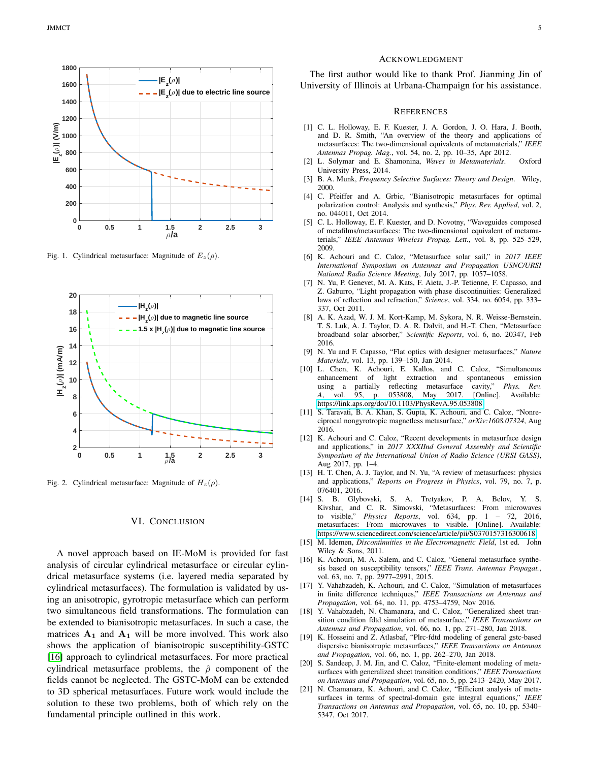Fig. 1. Cylindrical metasurface: Magnitude of $E_z(\rho)$.

Fig. 2. Cylindrical metasurface: Magnitude of $H_z(\rho)$.

## VI. Conclusion

A novel approach based on IE-MoM is provided for fast analysis of circular cylindrical metasurface or circular cylindrical metasurface systems (i.e. layered media separated by cylindrical metasurfaces). The formulation is validated by using an anisotropic, gyrotropic metasurface which can perform two simultaneous field transformations. The formulation can be extended to bianisotropic metasurfaces. In such a case, the matrices $\mathbf{A_1}$ and $\mathbf{A_1}$ will be more involved. This work also shows the application of bianisotropic susceptibility-GSTC [16] approach to cylindrical metasurfaces. For more practical cylindrical metasurface problems, the $\hat{\rho}$ component of the fields cannot be neglected. The GSTC-MoM can be extended to 3D spherical metasurfaces. Future work would include the solution to these two problems, both of which rely on the fundamental principle outlined in this work.

## Acknowledgment

The first author would like to thank Prof. Jianming Jin of University of Illinois at Urbana-Champaign for his assistance.

## References

[1] C. L. Holloway, E. F. Kuester, J. A. Gordon, J. O. Hara, J. Booth, and D. R. Smith, "An overview of the theory and applications of metasurfaces: The two-dimensional equivalents of metamaterials," *IEEE Antennas Propag. Mag.*, vol. 54, no. 2, pp. 10–35, Apr 2012.

[2] L. Solymar and E. Shamonina, *Waves in Metamaterials*. Oxford University Press, 2014.

[3] B. A. Munk, *Frequency Selective Surfaces: Theory and Design*. Wiley, 2000.

[4] C. Pfeiffer and A. Grbic, "Bianisotropic metasurfaces for optimal polarization control: Analysis and synthesis," *Phys. Rev. Applied*, vol. 2, no. 044011, Oct 2014.

[5] C. L. Holloway, E. F. Kuester, and D. Novotny, "Waveguides composed of metafilms/metasurfaces: The two-dimensional equivalent of metamaterials," *IEEE Antennas Wireless Propag. Lett.*, vol. 8, pp. 525–529, 2009.

[6] K. Achouri and C. Caloz, "Metasurface solar sail," in *2017 IEEE International Symposium on Antennas and Propagation USNC/URSI National Radio Science Meeting*, July 2017, pp. 1057–1058.

[7] N. Yu, P. Genevet, M. A. Kats, F. Aieta, J.-P. Tetienne, F. Capasso, and Z. Gaburro, "Light propagation with phase discontinuities: Generalized laws of reflection and refraction," *Science*, vol. 334, no. 6054, pp. 333–337, Oct 2011.

[8] A. K. Azad, W. J. M. Kort-Kamp, M. Sykora, N. R. Weisse-Bernstein, T. S. Luk, A. J. Taylor, D. A. R. Dalvit, and H.-T. Chen, "Metasurface broadband solar absorber," *Scientific Reports*, vol. 6, no. 20347, Feb 2016.

[9] N. Yu and F. Capasso, "Flat optics with designer metasurfaces," *Nature Materials*, vol. 13, pp. 139–150, Jan 2014.

[10] L. Chen, K. Achouri, E. Kallos, and C. Caloz, "Simultaneous enhancement of light extraction and spontaneous emission using a partially reflecting metasurface cavity," *Phys. Rev. A*, vol. 95, p. 053808, May 2017. [Online]. Available: https://link.aps.org/doi/10.1103/PhysRevA.95.053808

[11] S. Taravati, B. A. Khan, S. Gupta, K. Achouri, and C. Caloz, "Nonreciprocal nongyrotropic magnetless metasurface," *arXiv:1608.07324*, Aug 2016.

[12] K. Achouri and C. Caloz, "Recent developments in metasurface design and applications," in *2017 XXXIInd General Assembly and Scientific Symposium of the International Union of Radio Science (URSI GASS)*, Aug 2017, pp. 1–4.

[13] H. T. Chen, A. J. Taylor, and N. Yu, "A review of metasurfaces: physics and applications," *Reports on Progress in Physics*, vol. 79, no. 7, p. 076401, 2016.

[14] S. B. Glybovski, S. A. Tretyakov, P. A. Belov, Y. S. Kivshar, and C. R. Simovski, "Metasurfaces: From microwaves to visible," *Physics Reports*, vol. 634, pp. 1 – 72, 2016, metasurfaces: From microwaves to visible. [Online]. Available: https://www.sciencedirect.com/science/article/pii/S0370157316300618

[15] M. Idemen, *Discontinuities in the Electromagnetic Field*, 1st ed. John Wiley & Sons, 2011.

[16] K. Achouri, M. A. Salem, and C. Caloz, "General metasurface synthesis based on susceptibility tensors," *IEEE Trans. Antennas Propagat.*, vol. 63, no. 7, pp. 2977–2991, 2015.

[17] Y. Vahabzadeh, K. Achouri, and C. Caloz, "Simulation of metasurfaces in finite difference techniques," *IEEE Transactions on Antennas and Propagation*, vol. 64, no. 11, pp. 4753–4759, Nov 2016.

[18] Y. Vahabzadeh, N. Chamanara, and C. Caloz, "Generalized sheet transition condition fdtd simulation of metasurface," *IEEE Transactions on Antennas and Propagation*, vol. 66, no. 1, pp. 271–280, Jan 2018.

[19] K. Hosseini and Z. Atlasbaf, "Plrc-fdtd modeling of general gstc-based dispersive bianisotropic metasurfaces," *IEEE Transactions on Antennas and Propagation*, vol. 66, no. 1, pp. 262–270, Jan 2018.

[20] S. Sandeep, J. M. Jin, and C. Caloz, "Finite-element modeling of metasurfaces with generalized sheet transition conditions," *IEEE Transactions on Antennas and Propagation*, vol. 65, no. 5, pp. 2413–2420, May 2017.

[21] N. Chamanara, K. Achouri, and C. Caloz, "Efficient analysis of metasurfaces in terms of spectral-domain gstc integral equations," *IEEE Transactions on Antennas and Propagation*, vol. 65, no. 10, pp. 5340–5347, Oct 2017.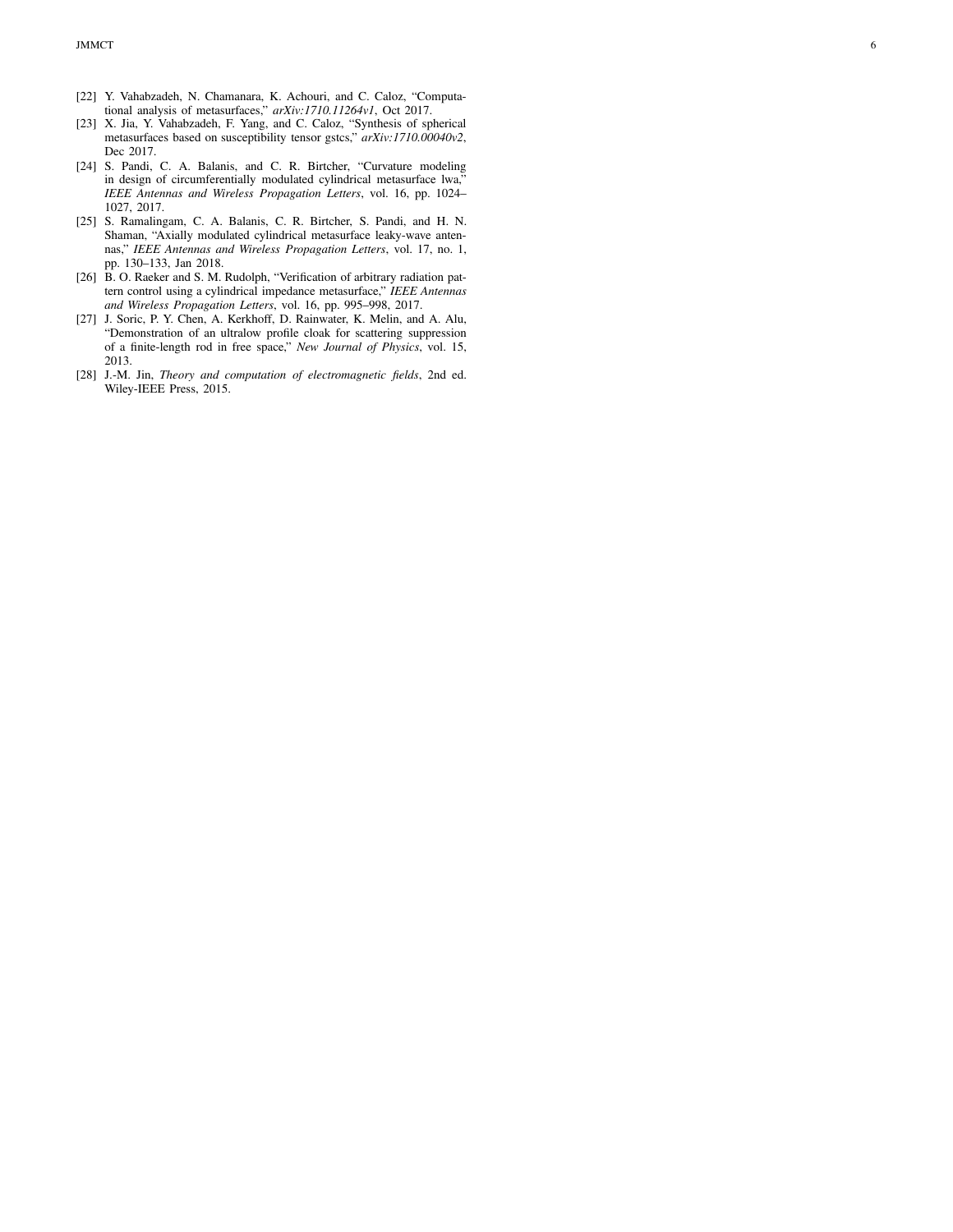[22] Y. Vahabzadeh, N. Chamanara, K. Achouri, and C. Caloz, "Computational analysis of metasurfaces," *arXiv:1710.11264v1*, Oct 2017.

[23] X. Jia, Y. Vahabzadeh, F. Yang, and C. Caloz, "Synthesis of spherical metasurfaces based on susceptibility tensor gstcs," *arXiv:1710.00040v2*, Dec 2017.

[24] S. Pandi, C. A. Balanis, and C. R. Birtcher, "Curvature modeling in design of circumferentially modulated cylindrical metasurface lwa," *IEEE Antennas and Wireless Propagation Letters*, vol. 16, pp. 1024–1027, 2017.

[25] S. Ramalingam, C. A. Balanis, C. R. Birtcher, S. Pandi, and H. N. Shaman, "Axially modulated cylindrical metasurface leaky-wave antennas," *IEEE Antennas and Wireless Propagation Letters*, vol. 17, no. 1, pp. 130–133, Jan 2018.

[26] B. O. Raeker and S. M. Rudolph, "Verification of arbitrary radiation pattern control using a cylindrical impedance metasurface," *IEEE Antennas and Wireless Propagation Letters*, vol. 16, pp. 995–998, 2017.

[27] J. Soric, P. Y. Chen, A. Kerkhoff, D. Rainwater, K. Melin, and A. Alu, "Demonstration of an ultralow profile cloak for scattering suppression of a finite-length rod in free space," *New Journal of Physics*, vol. 15, 2013.

[28] J.-M. Jin, *Theory and computation of electromagnetic fields*, 2nd ed. Wiley-IEEE Press, 2015.